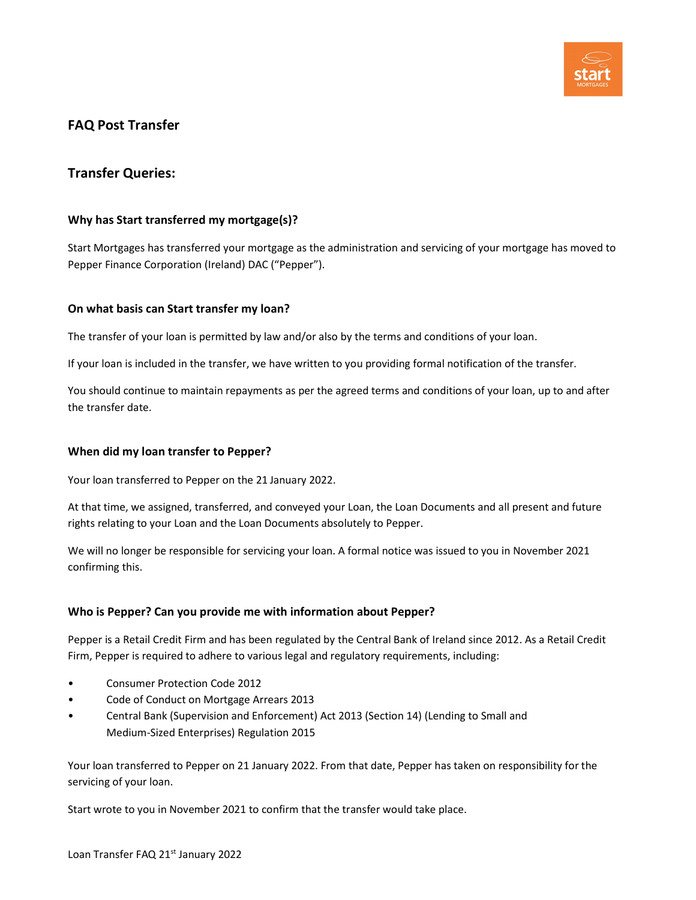# FAQ Post Transfer

## Transfer Queries:

### Why has Start transferred my mortgage(s)?

Start Mortgages has transferred your mortgage as the administration and servicing of your mortgage has moved to Pepper Finance Corporation (Ireland) DAC ("Pepper").

### On what basis can Start transfer my loan?

The transfer of your loan is permitted by law and/or also by the terms and conditions of your loan.

If your loan is included in the transfer, we have written to you providing formal notification of the transfer.

You should continue to maintain repayments as per the agreed terms and conditions of your loan, up to and after the transfer date.

### When did my loan transfer to Pepper?

Your loan transferred to Pepper on the 21 January 2022.

At that time, we assigned, transferred, and conveyed your Loan, the Loan Documents and all present and future rights relating to your Loan and the Loan Documents absolutely to Pepper.

We will no longer be responsible for servicing your loan. A formal notice was issued to you in November 2021 confirming this.

### Who is Pepper? Can you provide me with information about Pepper?

Pepper is a Retail Credit Firm and has been regulated by the Central Bank of Ireland since 2012. As a Retail Credit Firm, Pepper is required to adhere to various legal and regulatory requirements, including:

- Consumer Protection Code 2012
- Code of Conduct on Mortgage Arrears 2013
- Central Bank (Supervision and Enforcement) Act 2013 (Section 14) (Lending to Small and Medium-Sized Enterprises) Regulation 2015

Your loan transferred to Pepper on 21 January 2022. From that date, Pepper has taken on responsibility for the servicing of your loan.

Start wrote to you in November 2021 to confirm that the transfer would take place.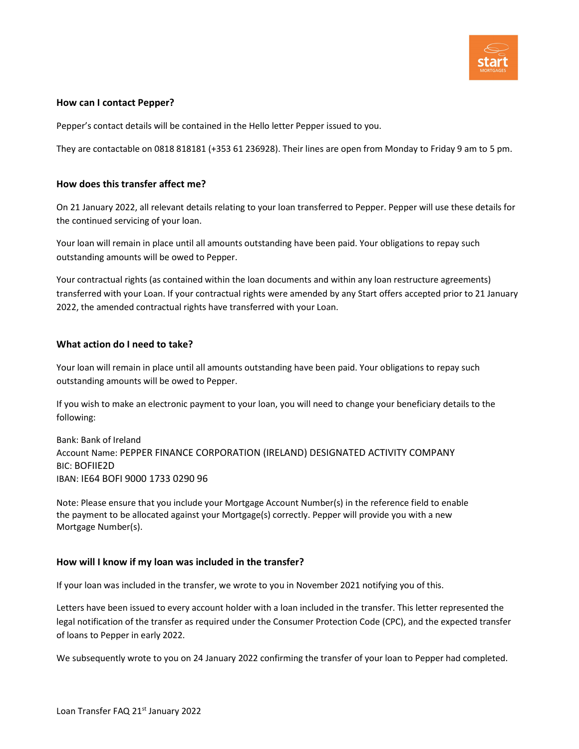### How can I contact Pepper?

Pepper's contact details will be contained in the Hello letter Pepper issued to you.

They are contactable on 0818 818181 (+353 61 236928). Their lines are open from Monday to Friday 9 am to 5 pm.

### How does this transfer affect me?

On 21 January 2022, all relevant details relating to your loan transferred to Pepper. Pepper will use these details for the continued servicing of your loan.

Your loan will remain in place until all amounts outstanding have been paid. Your obligations to repay such outstanding amounts will be owed to Pepper.

Your contractual rights (as contained within the loan documents and within any loan restructure agreements) transferred with your Loan. If your contractual rights were amended by any Start offers accepted prior to 21 January 2022, the amended contractual rights have transferred with your Loan.

### What action do I need to take?

Your loan will remain in place until all amounts outstanding have been paid. Your obligations to repay such outstanding amounts will be owed to Pepper.

If you wish to make an electronic payment to your loan, you will need to change your beneficiary details to the following:

Bank: Bank of Ireland
Account Name: PEPPER FINANCE CORPORATION (IRELAND) DESIGNATED ACTIVITY COMPANY
BIC: BOFIIE2D
IBAN: IE64 BOFI 9000 1733 0290 96

Note: Please ensure that you include your Mortgage Account Number(s) in the reference field to enable the payment to be allocated against your Mortgage(s) correctly. Pepper will provide you with a new Mortgage Number(s).

### How will I know if my loan was included in the transfer?

If your loan was included in the transfer, we wrote to you in November 2021 notifying you of this.

Letters have been issued to every account holder with a loan included in the transfer. This letter represented the legal notification of the transfer as required under the Consumer Protection Code (CPC), and the expected transfer of loans to Pepper in early 2022.

We subsequently wrote to you on 24 January 2022 confirming the transfer of your loan to Pepper had completed.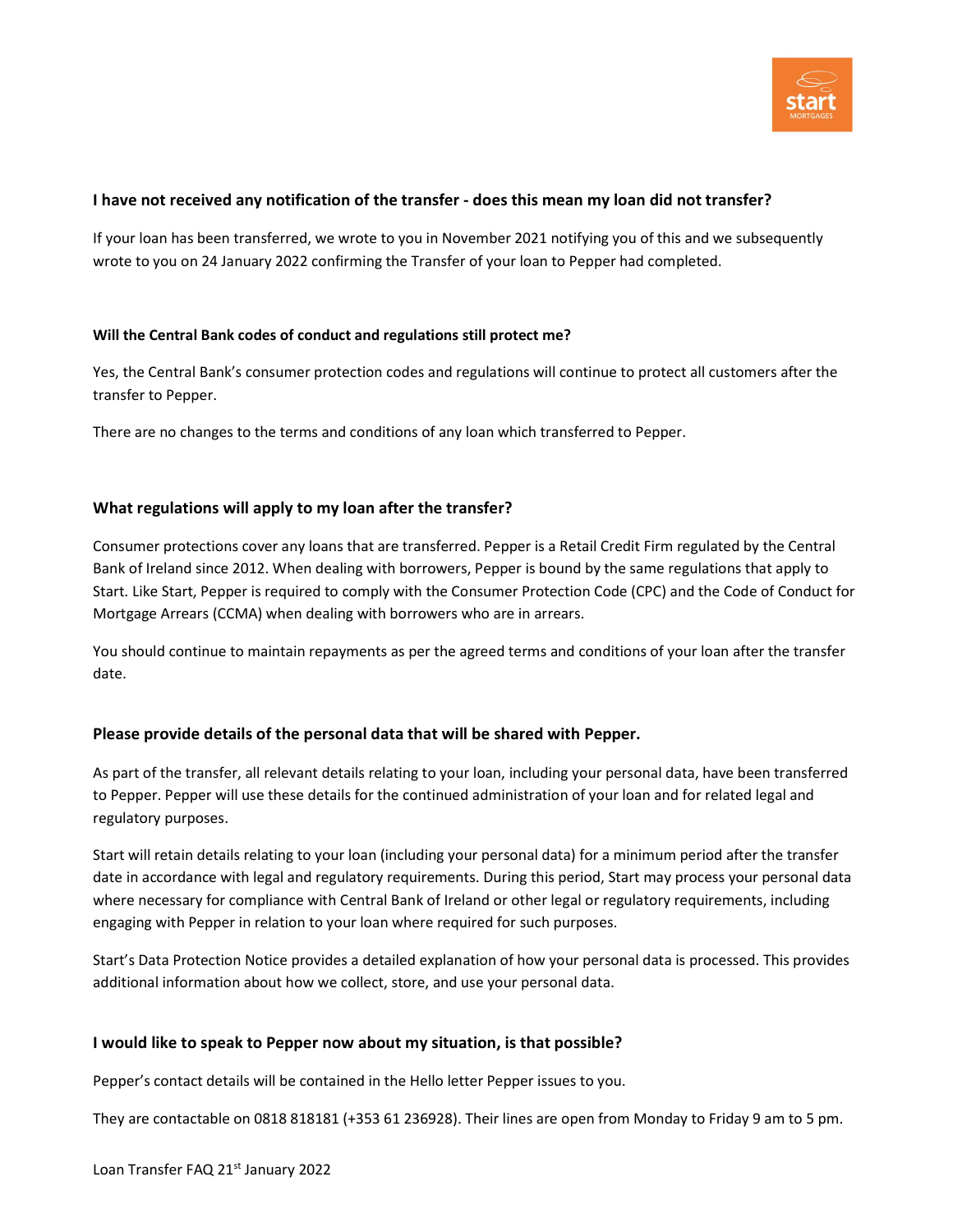### I have not received any notification of the transfer - does this mean my loan did not transfer?

If your loan has been transferred, we wrote to you in November 2021 notifying you of this and we subsequently wrote to you on 24 January 2022 confirming the Transfer of your loan to Pepper had completed.

**Will the Central Bank codes of conduct and regulations still protect me?**

Yes, the Central Bank's consumer protection codes and regulations will continue to protect all customers after the transfer to Pepper.

There are no changes to the terms and conditions of any loan which transferred to Pepper.

### What regulations will apply to my loan after the transfer?

Consumer protections cover any loans that are transferred. Pepper is a Retail Credit Firm regulated by the Central Bank of Ireland since 2012. When dealing with borrowers, Pepper is bound by the same regulations that apply to Start. Like Start, Pepper is required to comply with the Consumer Protection Code (CPC) and the Code of Conduct for Mortgage Arrears (CCMA) when dealing with borrowers who are in arrears.

You should continue to maintain repayments as per the agreed terms and conditions of your loan after the transfer date.

### Please provide details of the personal data that will be shared with Pepper.

As part of the transfer, all relevant details relating to your loan, including your personal data, have been transferred to Pepper. Pepper will use these details for the continued administration of your loan and for related legal and regulatory purposes.

Start will retain details relating to your loan (including your personal data) for a minimum period after the transfer date in accordance with legal and regulatory requirements. During this period, Start may process your personal data where necessary for compliance with Central Bank of Ireland or other legal or regulatory requirements, including engaging with Pepper in relation to your loan where required for such purposes.

Start's Data Protection Notice provides a detailed explanation of how your personal data is processed. This provides additional information about how we collect, store, and use your personal data.

### I would like to speak to Pepper now about my situation, is that possible?

Pepper's contact details will be contained in the Hello letter Pepper issues to you.

They are contactable on 0818 818181 (+353 61 236928). Their lines are open from Monday to Friday 9 am to 5 pm.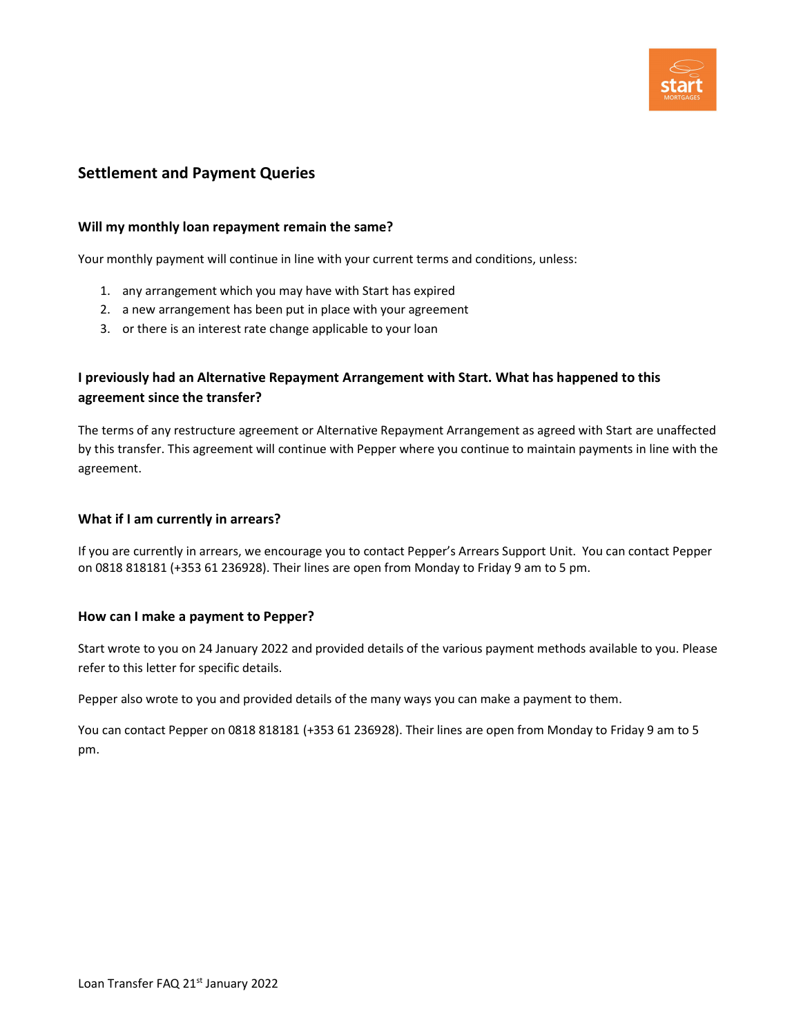## Settlement and Payment Queries

### Will my monthly loan repayment remain the same?

Your monthly payment will continue in line with your current terms and conditions, unless:

1. any arrangement which you may have with Start has expired
2. a new arrangement has been put in place with your agreement
3. or there is an interest rate change applicable to your loan

### I previously had an Alternative Repayment Arrangement with Start. What has happened to this agreement since the transfer?

The terms of any restructure agreement or Alternative Repayment Arrangement as agreed with Start are unaffected by this transfer. This agreement will continue with Pepper where you continue to maintain payments in line with the agreement.

### What if I am currently in arrears?

If you are currently in arrears, we encourage you to contact Pepper's Arrears Support Unit. You can contact Pepper on 0818 818181 (+353 61 236928). Their lines are open from Monday to Friday 9 am to 5 pm.

### How can I make a payment to Pepper?

Start wrote to you on 24 January 2022 and provided details of the various payment methods available to you. Please refer to this letter for specific details.

Pepper also wrote to you and provided details of the many ways you can make a payment to them.

You can contact Pepper on 0818 818181 (+353 61 236928). Their lines are open from Monday to Friday 9 am to 5 pm.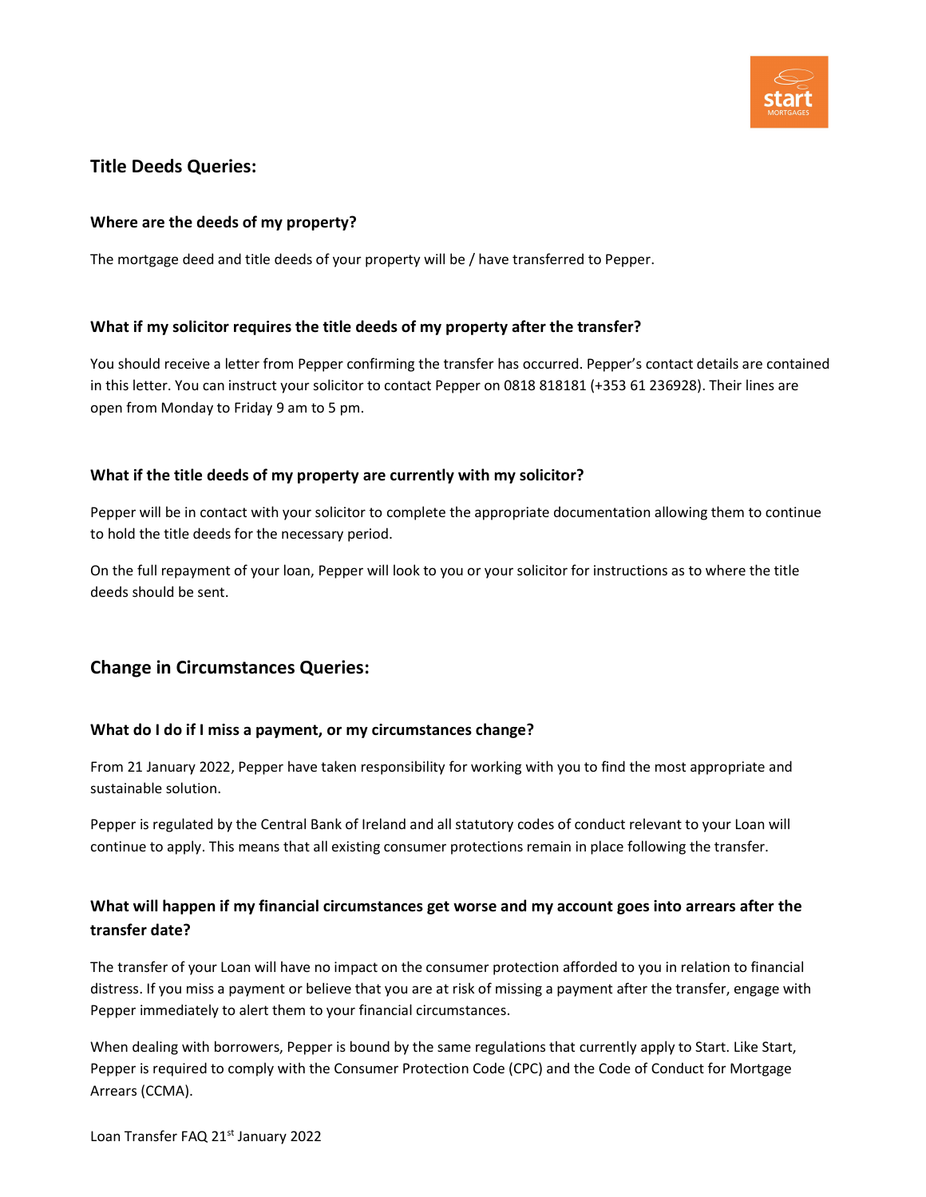## Title Deeds Queries:

### Where are the deeds of my property?

The mortgage deed and title deeds of your property will be / have transferred to Pepper.

### What if my solicitor requires the title deeds of my property after the transfer?

You should receive a letter from Pepper confirming the transfer has occurred. Pepper's contact details are contained in this letter. You can instruct your solicitor to contact Pepper on 0818 818181 (+353 61 236928). Their lines are open from Monday to Friday 9 am to 5 pm.

### What if the title deeds of my property are currently with my solicitor?

Pepper will be in contact with your solicitor to complete the appropriate documentation allowing them to continue to hold the title deeds for the necessary period.

On the full repayment of your loan, Pepper will look to you or your solicitor for instructions as to where the title deeds should be sent.

## Change in Circumstances Queries:

### What do I do if I miss a payment, or my circumstances change?

From 21 January 2022, Pepper have taken responsibility for working with you to find the most appropriate and sustainable solution.

Pepper is regulated by the Central Bank of Ireland and all statutory codes of conduct relevant to your Loan will continue to apply. This means that all existing consumer protections remain in place following the transfer.

### What will happen if my financial circumstances get worse and my account goes into arrears after the transfer date?

The transfer of your Loan will have no impact on the consumer protection afforded to you in relation to financial distress. If you miss a payment or believe that you are at risk of missing a payment after the transfer, engage with Pepper immediately to alert them to your financial circumstances.

When dealing with borrowers, Pepper is bound by the same regulations that currently apply to Start. Like Start, Pepper is required to comply with the Consumer Protection Code (CPC) and the Code of Conduct for Mortgage Arrears (CCMA).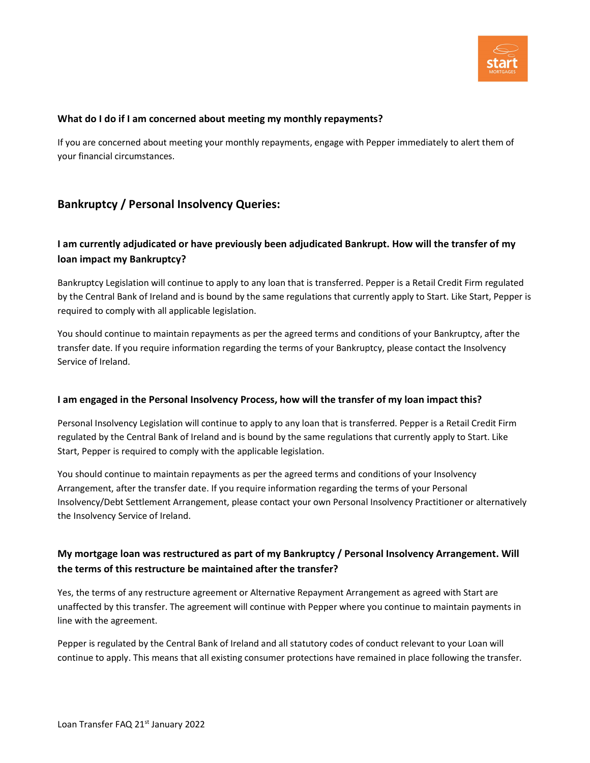### What do I do if I am concerned about meeting my monthly repayments?

If you are concerned about meeting your monthly repayments, engage with Pepper immediately to alert them of your financial circumstances.

## Bankruptcy / Personal Insolvency Queries:

### I am currently adjudicated or have previously been adjudicated Bankrupt. How will the transfer of my loan impact my Bankruptcy?

Bankruptcy Legislation will continue to apply to any loan that is transferred. Pepper is a Retail Credit Firm regulated by the Central Bank of Ireland and is bound by the same regulations that currently apply to Start. Like Start, Pepper is required to comply with all applicable legislation.

You should continue to maintain repayments as per the agreed terms and conditions of your Bankruptcy, after the transfer date. If you require information regarding the terms of your Bankruptcy, please contact the Insolvency Service of Ireland.

### I am engaged in the Personal Insolvency Process, how will the transfer of my loan impact this?

Personal Insolvency Legislation will continue to apply to any loan that is transferred. Pepper is a Retail Credit Firm regulated by the Central Bank of Ireland and is bound by the same regulations that currently apply to Start. Like Start, Pepper is required to comply with the applicable legislation.

You should continue to maintain repayments as per the agreed terms and conditions of your Insolvency Arrangement, after the transfer date. If you require information regarding the terms of your Personal Insolvency/Debt Settlement Arrangement, please contact your own Personal Insolvency Practitioner or alternatively the Insolvency Service of Ireland.

### My mortgage loan was restructured as part of my Bankruptcy / Personal Insolvency Arrangement. Will the terms of this restructure be maintained after the transfer?

Yes, the terms of any restructure agreement or Alternative Repayment Arrangement as agreed with Start are unaffected by this transfer. The agreement will continue with Pepper where you continue to maintain payments in line with the agreement.

Pepper is regulated by the Central Bank of Ireland and all statutory codes of conduct relevant to your Loan will continue to apply. This means that all existing consumer protections have remained in place following the transfer.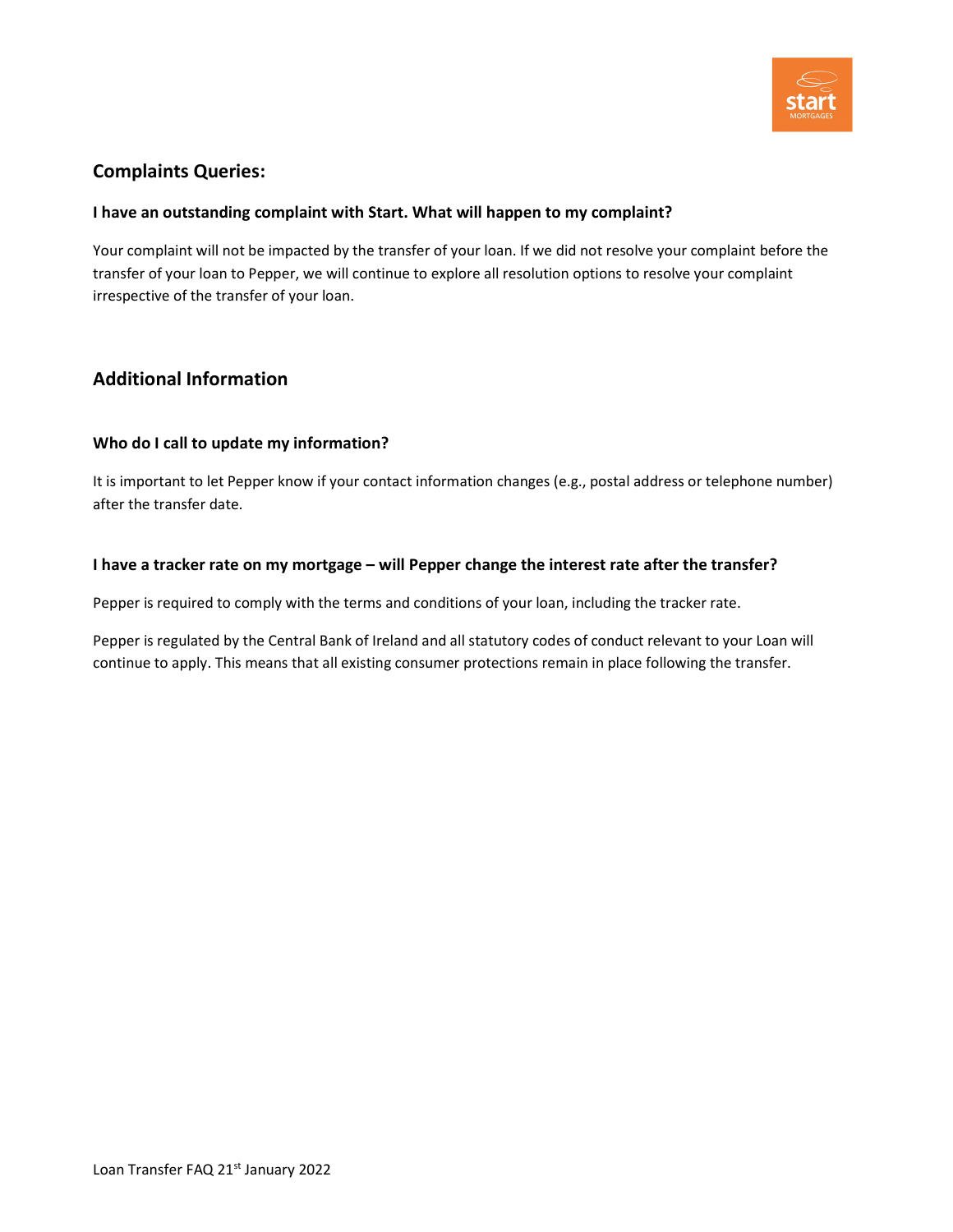## Complaints Queries:

### I have an outstanding complaint with Start. What will happen to my complaint?

Your complaint will not be impacted by the transfer of your loan. If we did not resolve your complaint before the transfer of your loan to Pepper, we will continue to explore all resolution options to resolve your complaint irrespective of the transfer of your loan.

## Additional Information

### Who do I call to update my information?

It is important to let Pepper know if your contact information changes (e.g., postal address or telephone number) after the transfer date.

### I have a tracker rate on my mortgage – will Pepper change the interest rate after the transfer?

Pepper is required to comply with the terms and conditions of your loan, including the tracker rate.

Pepper is regulated by the Central Bank of Ireland and all statutory codes of conduct relevant to your Loan will continue to apply. This means that all existing consumer protections remain in place following the transfer.